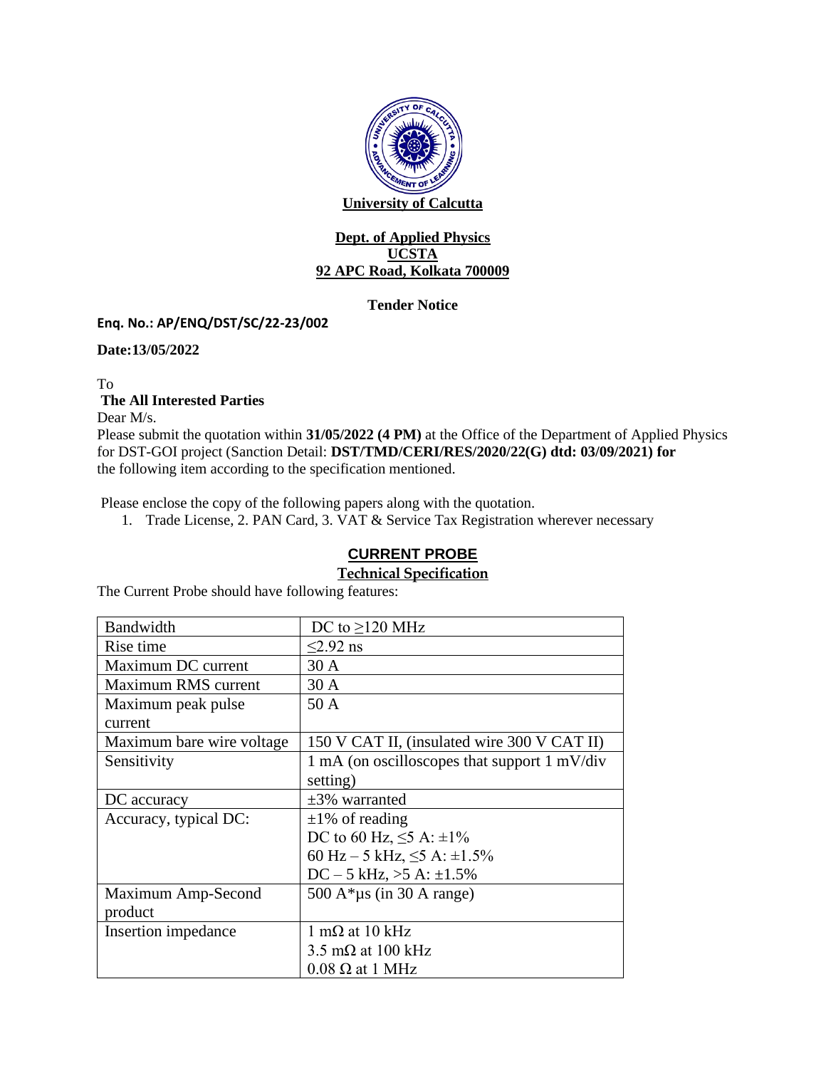**University of Calcutta**

**Dept. of Applied Physics**
**UCSTA**
**92 APC Road, Kolkata 700009**

**Tender Notice**

**Enq. No.: AP/ENQ/DST/SC/22-23/002**

**Date:13/05/2022**

To
**The All Interested Parties**
Dear M/s.
Please submit the quotation within **31/05/2022 (4 PM)** at the Office of the Department of Applied Physics for DST-GOI project (Sanction Detail: **DST/TMD/CERI/RES/2020/22(G) dtd: 03/09/2021) for** the following item according to the specification mentioned.

Please enclose the copy of the following papers along with the quotation.

1. Trade License, 2. PAN Card, 3. VAT & Service Tax Registration wherever necessary

## CURRENT PROBE

### Technical Specification

The Current Probe should have following features:

| Bandwidth | DC to ≥120 MHz |
|---|---|
| Rise time | ≤2.92 ns |
| Maximum DC current | 30 A |
| Maximum RMS current | 30 A |
| Maximum peak pulse current | 50 A |
| Maximum bare wire voltage | 150 V CAT II, (insulated wire 300 V CAT II) |
| Sensitivity | 1 mA (on oscilloscopes that support 1 mV/div setting) |
| DC accuracy | ±3% warranted |
| Accuracy, typical DC: | ±1% of reading<br>DC to 60 Hz, ≤5 A: ±1%<br>60 Hz – 5 kHz, ≤5 A: ±1.5%<br>DC – 5 kHz, >5 A: ±1.5% |
| Maximum Amp-Second product | 500 A*µs (in 30 A range) |
| Insertion impedance | 1 mΩ at 10 kHz<br>3.5 mΩ at 100 kHz<br>0.08 Ω at 1 MHz |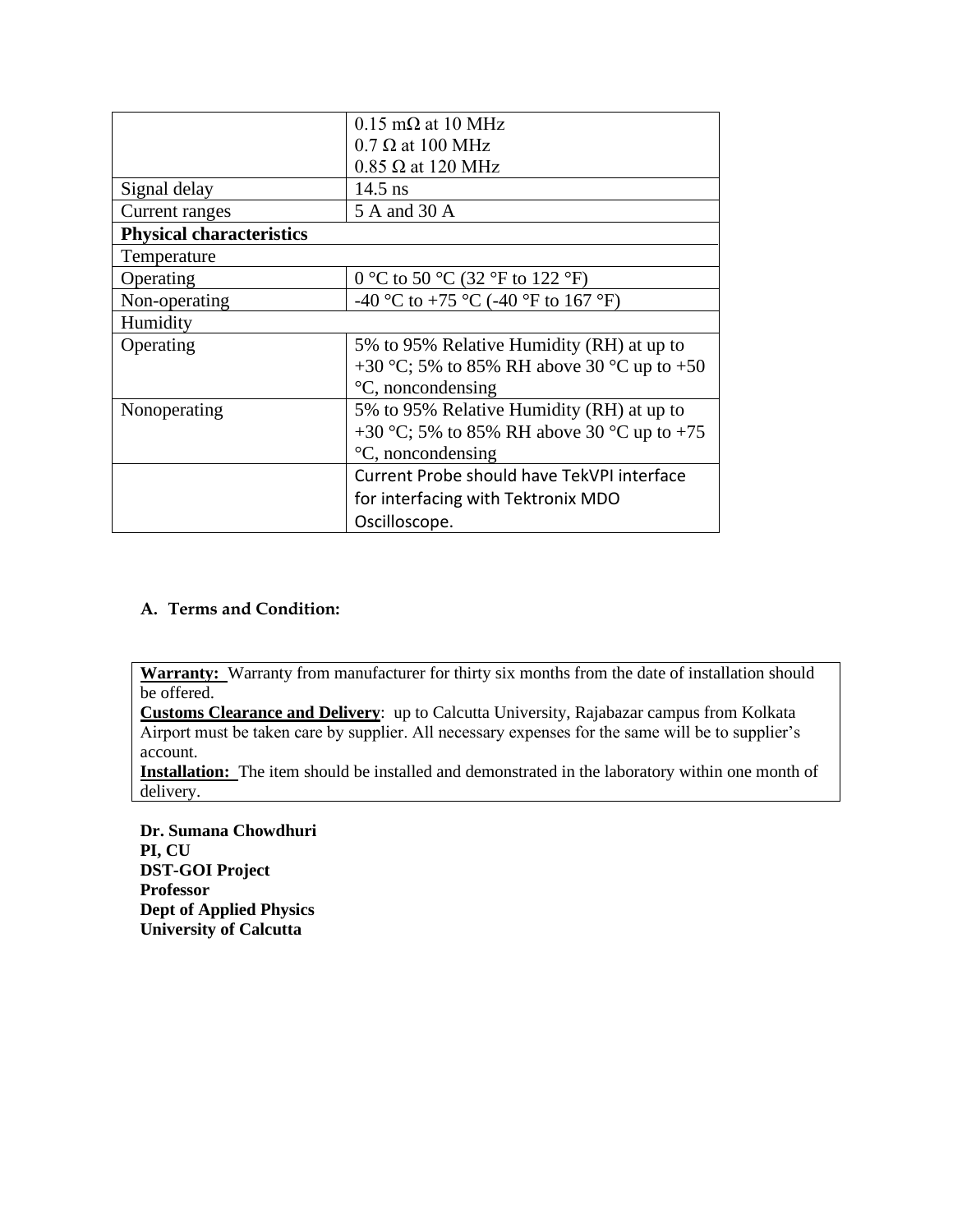| | |
|---|---|
| | 0.15 mΩ at 10 MHz<br>0.7 Ω at 100 MHz<br>0.85 Ω at 120 MHz |
| Signal delay | 14.5 ns |
| Current ranges | 5 A and 30 A |
| **Physical characteristics** | |
| Temperature | |
| Operating | 0 °C to 50 °C (32 °F to 122 °F) |
| Non-operating | -40 °C to +75 °C (-40 °F to 167 °F) |
| Humidity | |
| Operating | 5% to 95% Relative Humidity (RH) at up to +30 °C; 5% to 85% RH above 30 °C up to +50 °C, noncondensing |
| Nonoperating | 5% to 95% Relative Humidity (RH) at up to +30 °C; 5% to 85% RH above 30 °C up to +75 °C, noncondensing |
| | Current Probe should have TekVPI interface for interfacing with Tektronix MDO Oscilloscope. |

### A. Terms and Condition:

**Warranty:** Warranty from manufacturer for thirty six months from the date of installation should be offered.
**Customs Clearance and Delivery**: up to Calcutta University, Rajabazar campus from Kolkata Airport must be taken care by supplier. All necessary expenses for the same will be to supplier's account.
**Installation:** The item should be installed and demonstrated in the laboratory within one month of delivery.

**Dr. Sumana Chowdhuri**
**PI, CU**
**DST-GOI Project**
**Professor**
**Dept of Applied Physics**
**University of Calcutta**